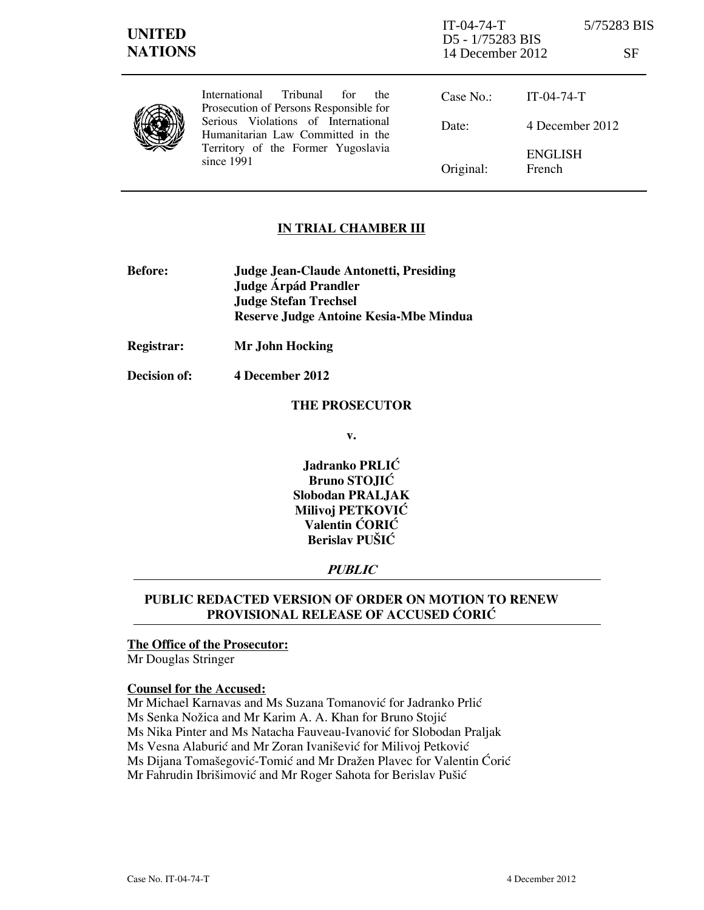IT-04-74-T 5/75283 BIS
D5 - 1/75283 BIS
14 December 2012 SF

**UNITED NATIONS**

International Tribunal for the Prosecution of Persons Responsible for Serious Violations of International Humanitarian Law Committed in the Territory of the Former Yugoslavia since 1991

| | |
|---|---|
| Case No.: | IT-04-74-T |
| Date: | 4 December 2012 |
| Original: | ENGLISH<br>French |

## IN TRIAL CHAMBER III

**Before:** **Judge Jean-Claude Antonetti, Presiding**
**Judge Árpád Prandler**
**Judge Stefan Trechsel**
**Reserve Judge Antoine Kesia-Mbe Mindua**

**Registrar:** **Mr John Hocking**

**Decision of:** **4 December 2012**

**THE PROSECUTOR**

**v.**

**Jadranko PRLIĆ**
**Bruno STOJIĆ**
**Slobodan PRALJAK**
**Milivoj PETKOVIĆ**
**Valentin ĆORIĆ**
**Berislav PUŠIĆ**

***PUBLIC***

**PUBLIC REDACTED VERSION OF ORDER ON MOTION TO RENEW PROVISIONAL RELEASE OF ACCUSED ĆORIĆ**

**The Office of the Prosecutor:**
Mr Douglas Stringer

**Counsel for the Accused:**
Mr Michael Karnavas and Ms Suzana Tomanović for Jadranko Prlić
Ms Senka Nožica and Mr Karim A. A. Khan for Bruno Stojić
Ms Nika Pinter and Ms Natacha Fauveau-Ivanović for Slobodan Praljak
Ms Vesna Alaburić and Mr Zoran Ivanišević for Milivoj Petković
Ms Dijana Tomašegović-Tomić and Mr Dražen Plavec for Valentin Ćorić
Mr Fahrudin Ibrišimović and Mr Roger Sahota for Berislav Pušić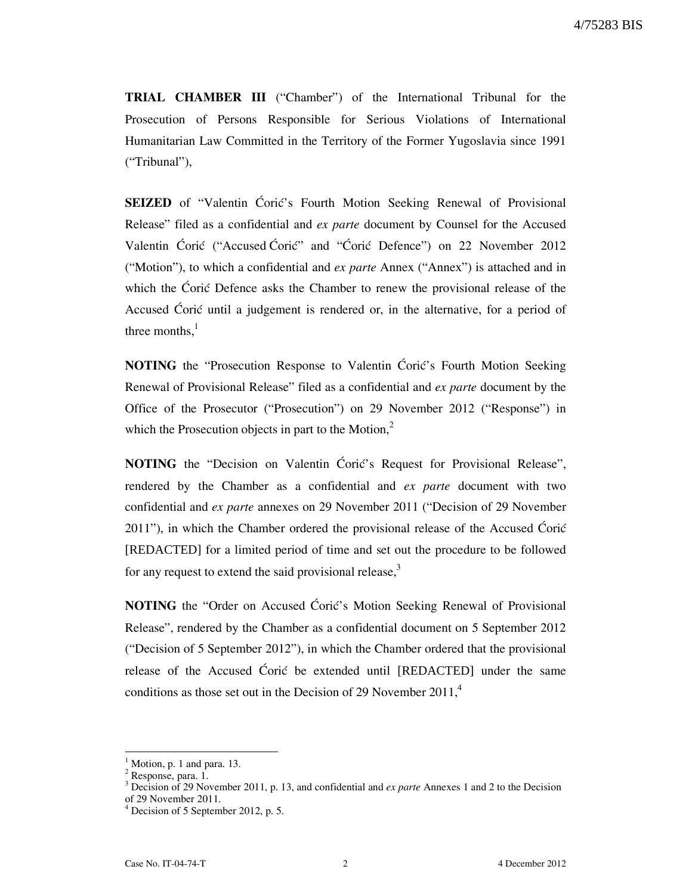**TRIAL CHAMBER III** ("Chamber") of the International Tribunal for the Prosecution of Persons Responsible for Serious Violations of International Humanitarian Law Committed in the Territory of the Former Yugoslavia since 1991 ("Tribunal"),

**SEIZED** of "Valentin Ćorić's Fourth Motion Seeking Renewal of Provisional Release" filed as a confidential and *ex parte* document by Counsel for the Accused Valentin Ćorić ("Accused Ćorić" and "Ćorić Defence") on 22 November 2012 ("Motion"), to which a confidential and *ex parte* Annex ("Annex") is attached and in which the Ćorić Defence asks the Chamber to renew the provisional release of the Accused Ćorić until a judgement is rendered or, in the alternative, for a period of three months,[1]

**NOTING** the "Prosecution Response to Valentin Ćorić's Fourth Motion Seeking Renewal of Provisional Release" filed as a confidential and *ex parte* document by the Office of the Prosecutor ("Prosecution") on 29 November 2012 ("Response") in which the Prosecution objects in part to the Motion,[2]

**NOTING** the "Decision on Valentin Ćorić's Request for Provisional Release", rendered by the Chamber as a confidential and *ex parte* document with two confidential and *ex parte* annexes on 29 November 2011 ("Decision of 29 November 2011"), in which the Chamber ordered the provisional release of the Accused Ćorić [REDACTED] for a limited period of time and set out the procedure to be followed for any request to extend the said provisional release,[3]

**NOTING** the "Order on Accused Ćorić's Motion Seeking Renewal of Provisional Release", rendered by the Chamber as a confidential document on 5 September 2012 ("Decision of 5 September 2012"), in which the Chamber ordered that the provisional release of the Accused Ćorić be extended until [REDACTED] under the same conditions as those set out in the Decision of 29 November 2011,[4]

---

[1] Motion, p. 1 and para. 13.

[2] Response, para. 1.

[3] Decision of 29 November 2011, p. 13, and confidential and *ex parte* Annexes 1 and 2 to the Decision of 29 November 2011.

[4] Decision of 5 September 2012, p. 5.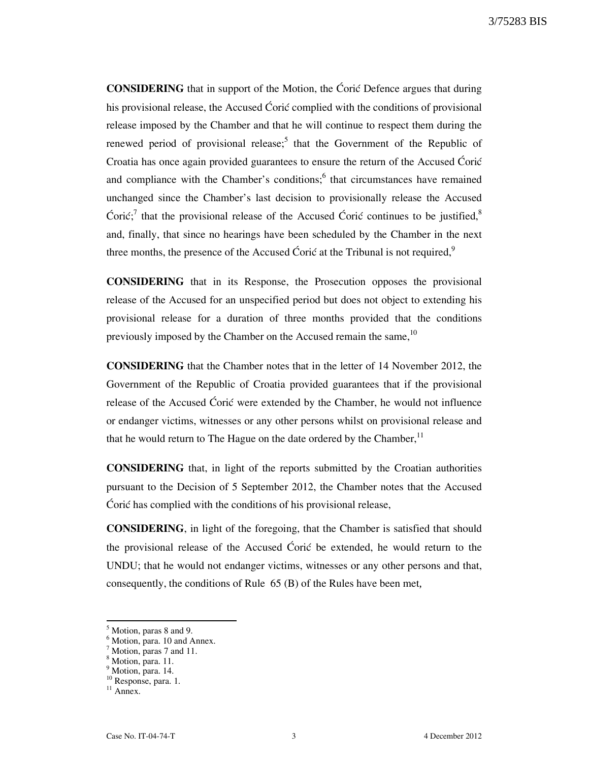**CONSIDERING** that in support of the Motion, the Ćorić Defence argues that during his provisional release, the Accused Ćorić complied with the conditions of provisional release imposed by the Chamber and that he will continue to respect them during the renewed period of provisional release;[5] that the Government of the Republic of Croatia has once again provided guarantees to ensure the return of the Accused Ćorić and compliance with the Chamber's conditions;[6] that circumstances have remained unchanged since the Chamber's last decision to provisionally release the Accused Ćorić;[7] that the provisional release of the Accused Ćorić continues to be justified,[8] and, finally, that since no hearings have been scheduled by the Chamber in the next three months, the presence of the Accused Ćorić at the Tribunal is not required,[9]

**CONSIDERING** that in its Response, the Prosecution opposes the provisional release of the Accused for an unspecified period but does not object to extending his provisional release for a duration of three months provided that the conditions previously imposed by the Chamber on the Accused remain the same,[10]

**CONSIDERING** that the Chamber notes that in the letter of 14 November 2012, the Government of the Republic of Croatia provided guarantees that if the provisional release of the Accused Ćorić were extended by the Chamber, he would not influence or endanger victims, witnesses or any other persons whilst on provisional release and that he would return to The Hague on the date ordered by the Chamber,[11]

**CONSIDERING** that, in light of the reports submitted by the Croatian authorities pursuant to the Decision of 5 September 2012, the Chamber notes that the Accused Ćorić has complied with the conditions of his provisional release,

**CONSIDERING**, in light of the foregoing, that the Chamber is satisfied that should the provisional release of the Accused Ćorić be extended, he would return to the UNDU; that he would not endanger victims, witnesses or any other persons and that, consequently, the conditions of Rule 65 (B) of the Rules have been met,

---

[5] Motion, paras 8 and 9.
[6] Motion, para. 10 and Annex.
[7] Motion, paras 7 and 11.
[8] Motion, para. 11.
[9] Motion, para. 14.
[10] Response, para. 1.
[11] Annex.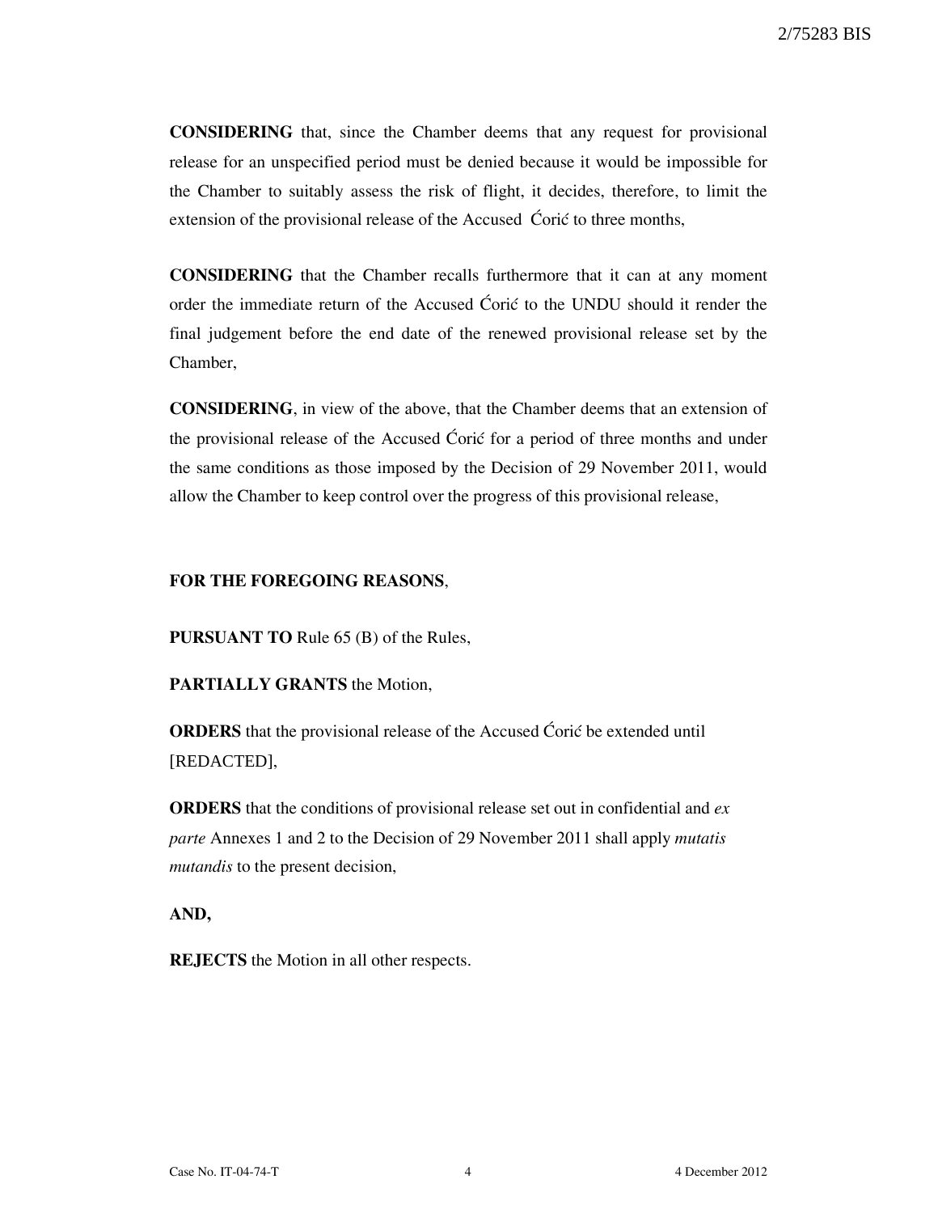**CONSIDERING** that, since the Chamber deems that any request for provisional release for an unspecified period must be denied because it would be impossible for the Chamber to suitably assess the risk of flight, it decides, therefore, to limit the extension of the provisional release of the Accused Ćorić to three months,

**CONSIDERING** that the Chamber recalls furthermore that it can at any moment order the immediate return of the Accused Ćorić to the UNDU should it render the final judgement before the end date of the renewed provisional release set by the Chamber,

**CONSIDERING**, in view of the above, that the Chamber deems that an extension of the provisional release of the Accused Ćorić for a period of three months and under the same conditions as those imposed by the Decision of 29 November 2011, would allow the Chamber to keep control over the progress of this provisional release,

**FOR THE FOREGOING REASONS**,

**PURSUANT TO** Rule 65 (B) of the Rules,

**PARTIALLY GRANTS** the Motion,

**ORDERS** that the provisional release of the Accused Ćorić be extended until [REDACTED],

**ORDERS** that the conditions of provisional release set out in confidential and *ex parte* Annexes 1 and 2 to the Decision of 29 November 2011 shall apply *mutatis mutandis* to the present decision,

**AND,**

**REJECTS** the Motion in all other respects.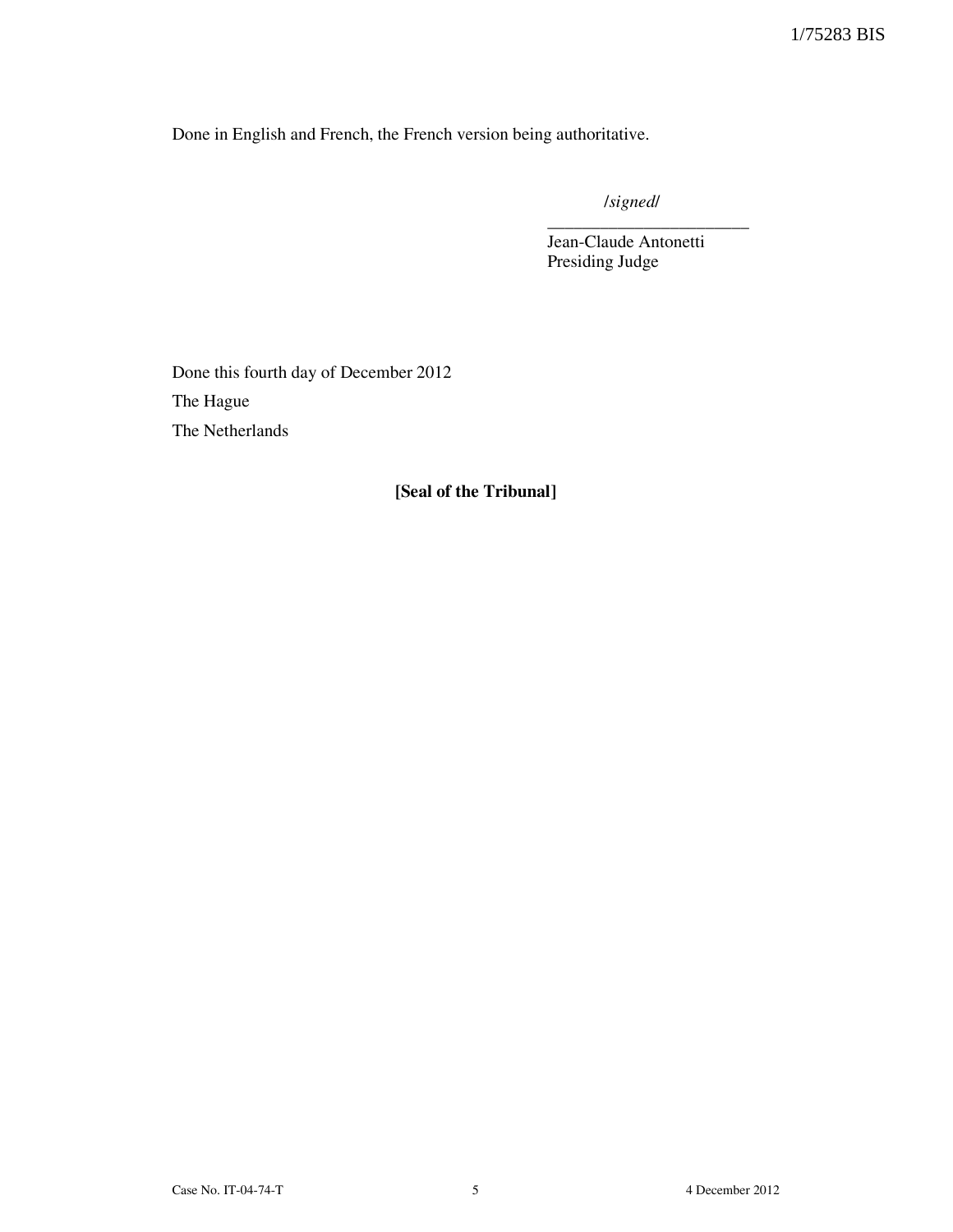Done in English and French, the French version being authoritative.

/*signed*/

_______________________

Jean-Claude Antonetti
Presiding Judge

Done this fourth day of December 2012
The Hague
The Netherlands

**[Seal of the Tribunal]**